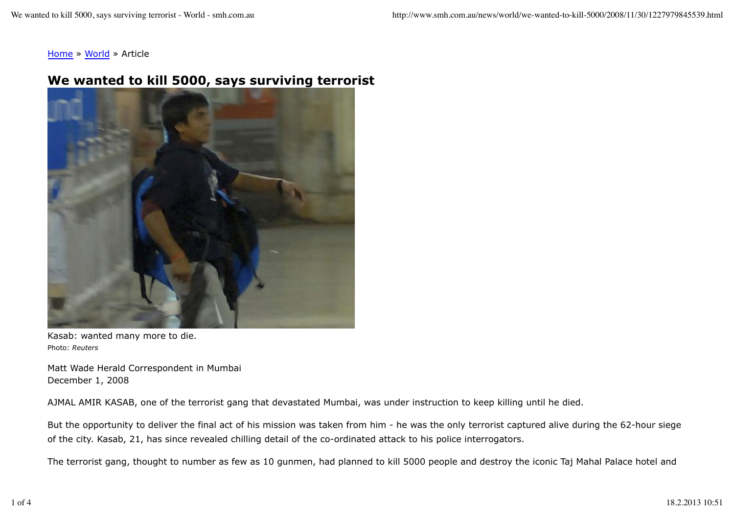Home » World » Article

# We wanted to kill 5000, says surviving terrorist

Kasab: wanted many more to die.
Photo: *Reuters*

Matt Wade Herald Correspondent in Mumbai
December 1, 2008

AJMAL AMIR KASAB, one of the terrorist gang that devastated Mumbai, was under instruction to keep killing until he died.

But the opportunity to deliver the final act of his mission was taken from him - he was the only terrorist captured alive during the 62-hour siege of the city. Kasab, 21, has since revealed chilling detail of the co-ordinated attack to his police interrogators.

The terrorist gang, thought to number as few as 10 gunmen, had planned to kill 5000 people and destroy the iconic Taj Mahal Palace hotel and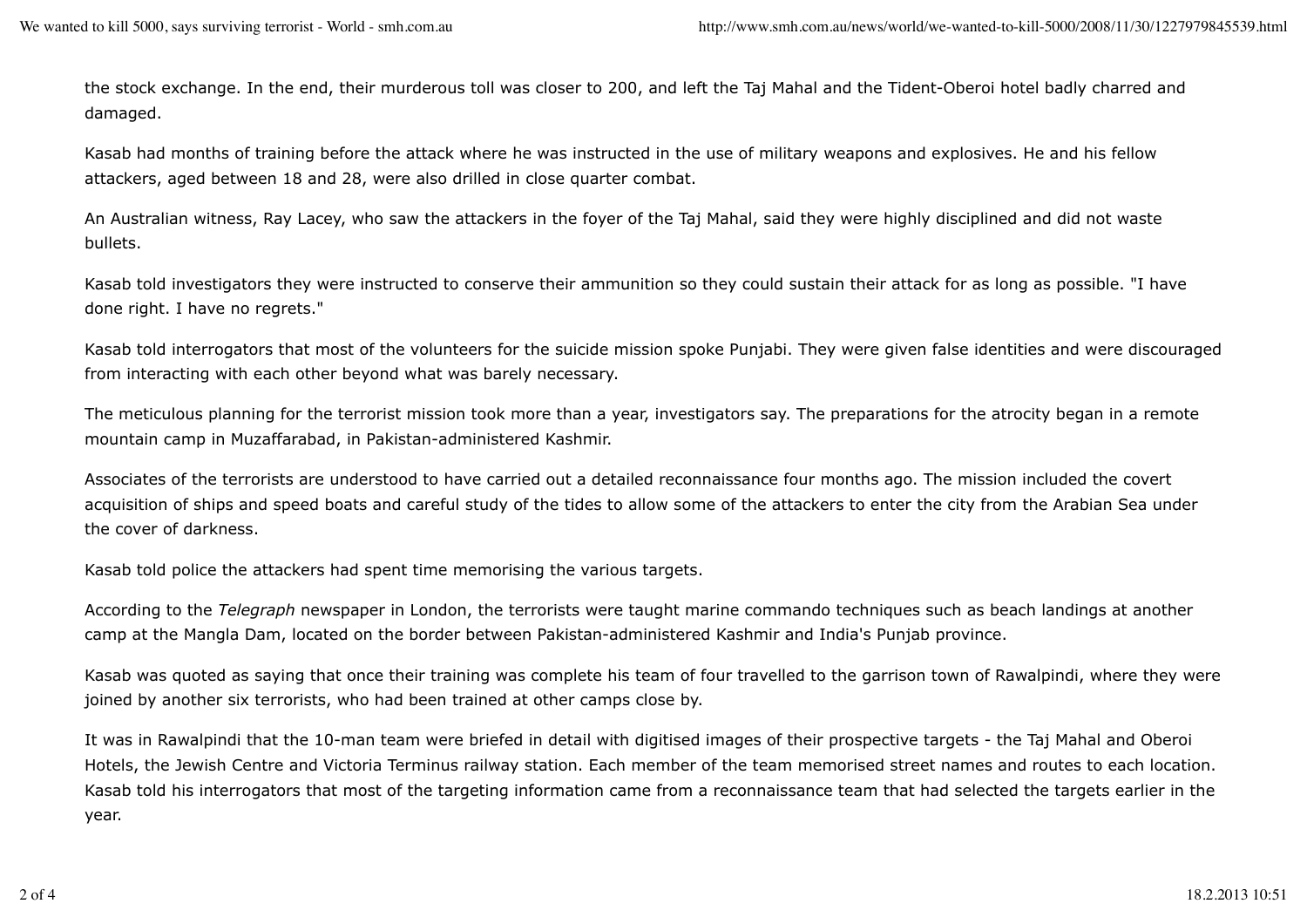the stock exchange. In the end, their murderous toll was closer to 200, and left the Taj Mahal and the Tident-Oberoi hotel badly charred and damaged.

Kasab had months of training before the attack where he was instructed in the use of military weapons and explosives. He and his fellow attackers, aged between 18 and 28, were also drilled in close quarter combat.

An Australian witness, Ray Lacey, who saw the attackers in the foyer of the Taj Mahal, said they were highly disciplined and did not waste bullets.

Kasab told investigators they were instructed to conserve their ammunition so they could sustain their attack for as long as possible. "I have done right. I have no regrets."

Kasab told interrogators that most of the volunteers for the suicide mission spoke Punjabi. They were given false identities and were discouraged from interacting with each other beyond what was barely necessary.

The meticulous planning for the terrorist mission took more than a year, investigators say. The preparations for the atrocity began in a remote mountain camp in Muzaffarabad, in Pakistan-administered Kashmir.

Associates of the terrorists are understood to have carried out a detailed reconnaissance four months ago. The mission included the covert acquisition of ships and speed boats and careful study of the tides to allow some of the attackers to enter the city from the Arabian Sea under the cover of darkness.

Kasab told police the attackers had spent time memorising the various targets.

According to the *Telegraph* newspaper in London, the terrorists were taught marine commando techniques such as beach landings at another camp at the Mangla Dam, located on the border between Pakistan-administered Kashmir and India's Punjab province.

Kasab was quoted as saying that once their training was complete his team of four travelled to the garrison town of Rawalpindi, where they were joined by another six terrorists, who had been trained at other camps close by.

It was in Rawalpindi that the 10-man team were briefed in detail with digitised images of their prospective targets - the Taj Mahal and Oberoi Hotels, the Jewish Centre and Victoria Terminus railway station. Each member of the team memorised street names and routes to each location. Kasab told his interrogators that most of the targeting information came from a reconnaissance team that had selected the targets earlier in the year.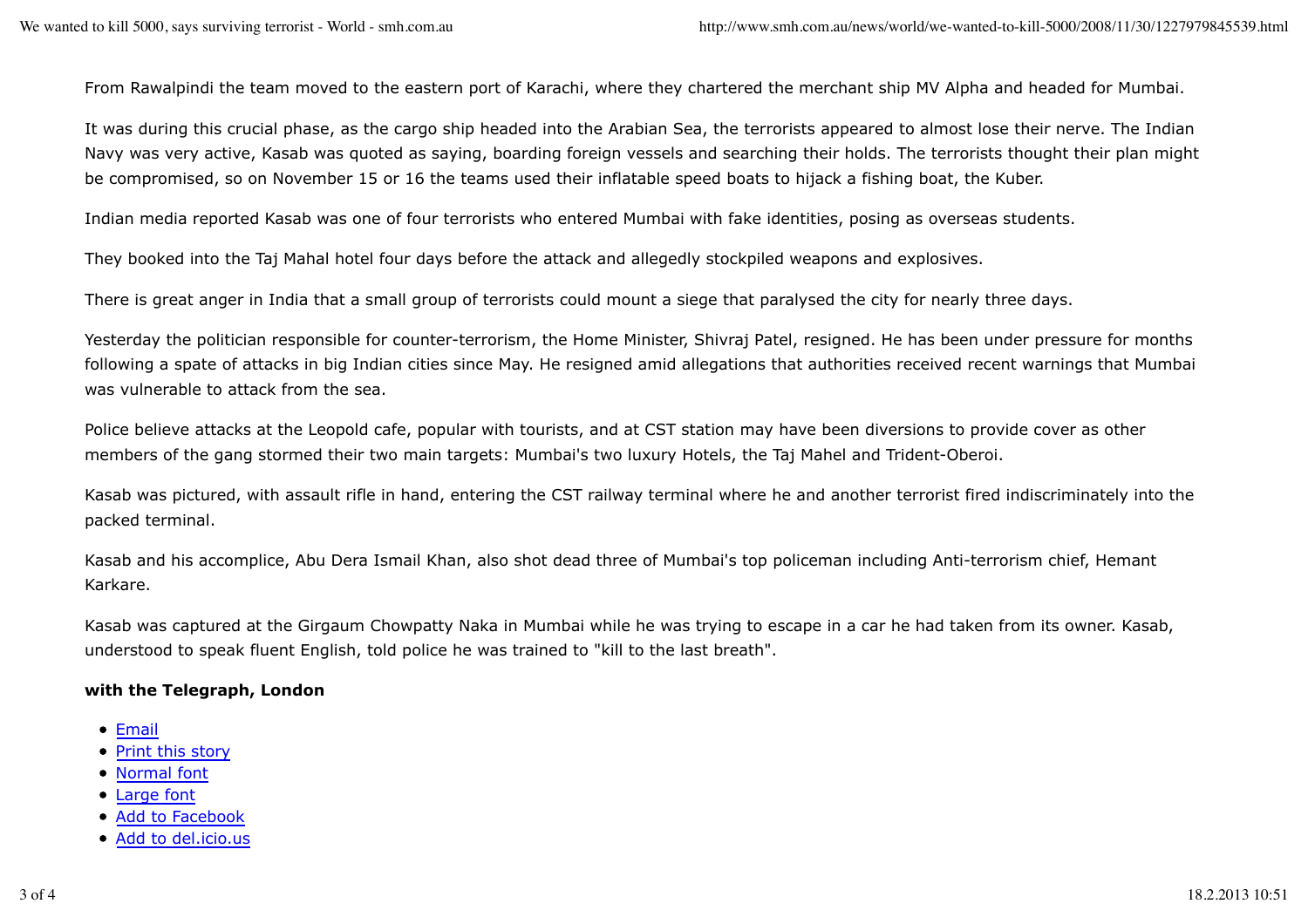From Rawalpindi the team moved to the eastern port of Karachi, where they chartered the merchant ship MV Alpha and headed for Mumbai.

It was during this crucial phase, as the cargo ship headed into the Arabian Sea, the terrorists appeared to almost lose their nerve. The Indian Navy was very active, Kasab was quoted as saying, boarding foreign vessels and searching their holds. The terrorists thought their plan might be compromised, so on November 15 or 16 the teams used their inflatable speed boats to hijack a fishing boat, the Kuber.

Indian media reported Kasab was one of four terrorists who entered Mumbai with fake identities, posing as overseas students.

They booked into the Taj Mahal hotel four days before the attack and allegedly stockpiled weapons and explosives.

There is great anger in India that a small group of terrorists could mount a siege that paralysed the city for nearly three days.

Yesterday the politician responsible for counter-terrorism, the Home Minister, Shivraj Patel, resigned. He has been under pressure for months following a spate of attacks in big Indian cities since May. He resigned amid allegations that authorities received recent warnings that Mumbai was vulnerable to attack from the sea.

Police believe attacks at the Leopold cafe, popular with tourists, and at CST station may have been diversions to provide cover as other members of the gang stormed their two main targets: Mumbai's two luxury Hotels, the Taj Mahel and Trident-Oberoi.

Kasab was pictured, with assault rifle in hand, entering the CST railway terminal where he and another terrorist fired indiscriminately into the packed terminal.

Kasab and his accomplice, Abu Dera Ismail Khan, also shot dead three of Mumbai's top policeman including Anti-terrorism chief, Hemant Karkare.

Kasab was captured at the Girgaum Chowpatty Naka in Mumbai while he was trying to escape in a car he had taken from its owner. Kasab, understood to speak fluent English, told police he was trained to "kill to the last breath".

**with the Telegraph, London**

- Email
- Print this story
- Normal font
- Large font
- Add to Facebook
- Add to del.icio.us